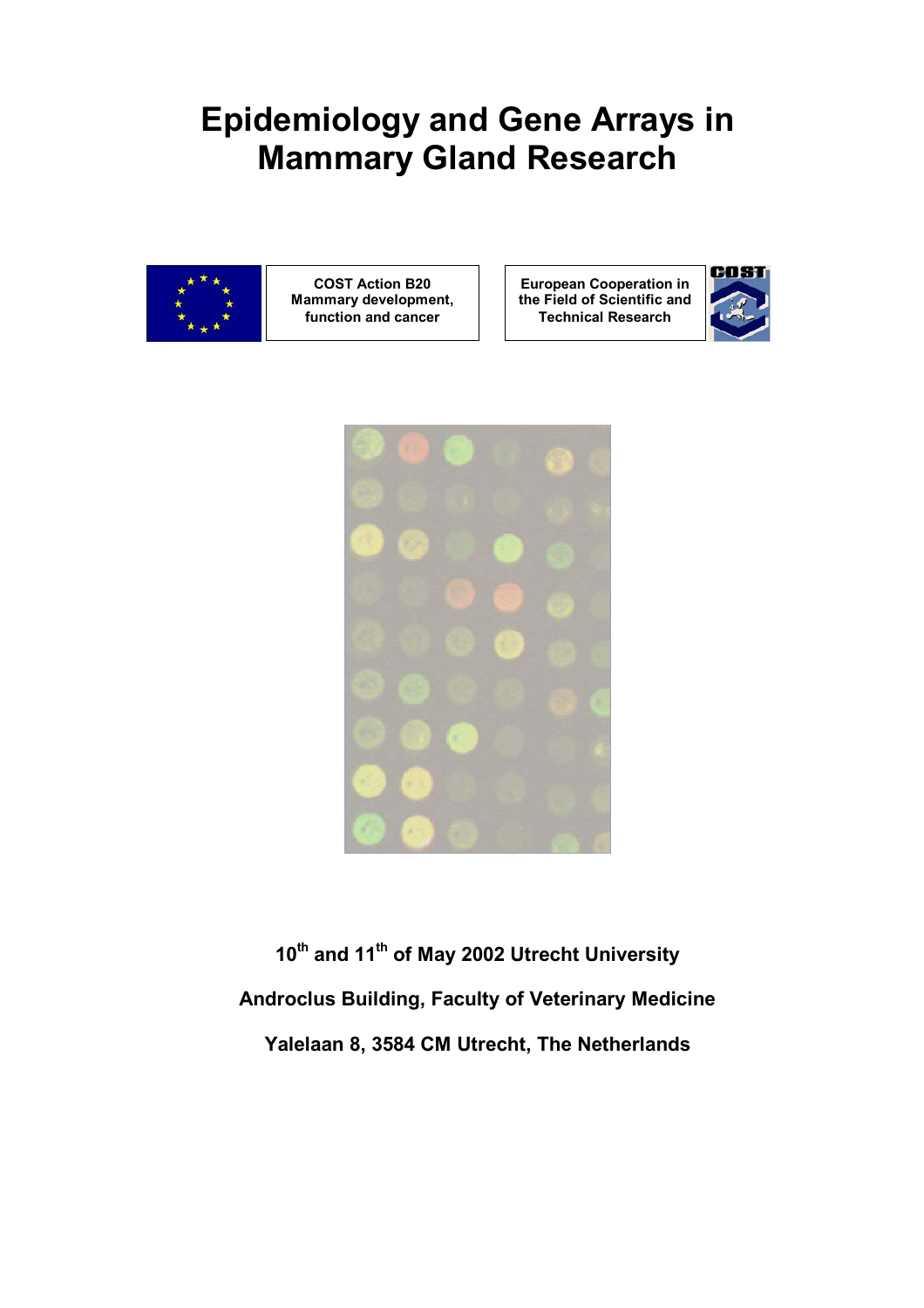# Epidemiology and Gene Arrays in Mammary Gland Research

COST Action B20
Mammary development, function and cancer

European Cooperation in the Field of Scientific and Technical Research

**10th and 11th of May 2002 Utrecht University**

**Androclus Building, Faculty of Veterinary Medicine**

**Yalelaan 8, 3584 CM Utrecht, The Netherlands**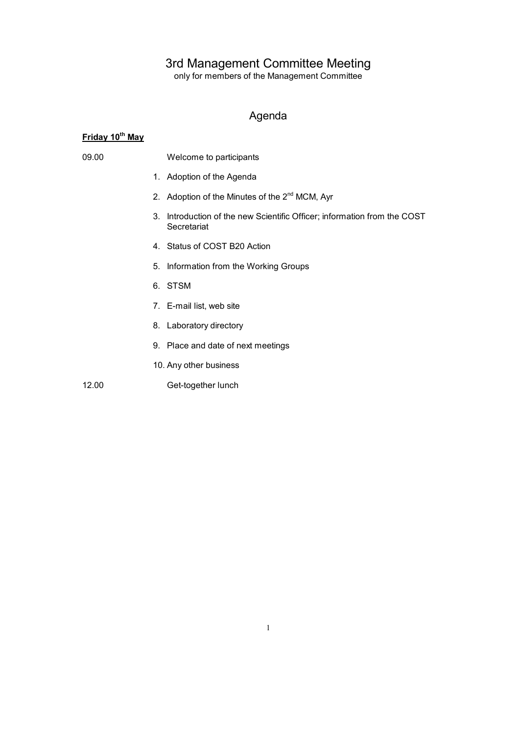# 3rd Management Committee Meeting

only for members of the Management Committee

## Agenda

**Friday 10th May**

09.00 Welcome to participants

1. Adoption of the Agenda
2. Adoption of the Minutes of the 2nd MCM, Ayr
3. Introduction of the new Scientific Officer; information from the COST Secretariat
4. Status of COST B20 Action
5. Information from the Working Groups
6. STSM
7. E-mail list, web site
8. Laboratory directory
9. Place and date of next meetings
10. Any other business

12.00 Get-together lunch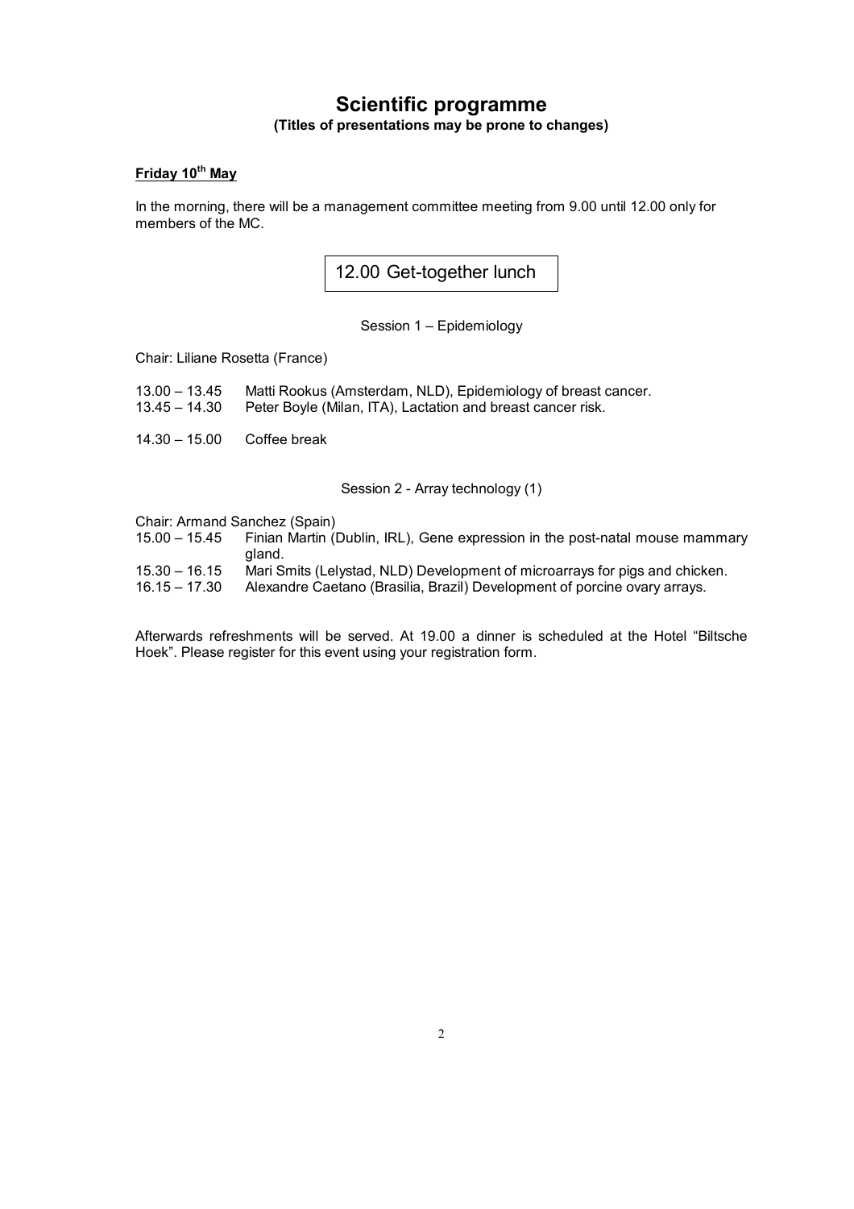# Scientific programme

**(Titles of presentations may be prone to changes)**

## Friday 10th May

In the morning, there will be a management committee meeting from 9.00 until 12.00 only for members of the MC.

12.00 Get-together lunch

### Session 1 – Epidemiology

Chair: Liliane Rosetta (France)

13.00 – 13.45 Matti Rookus (Amsterdam, NLD), Epidemiology of breast cancer.
13.45 – 14.30 Peter Boyle (Milan, ITA), Lactation and breast cancer risk.

14.30 – 15.00 Coffee break

### Session 2 - Array technology (1)

Chair: Armand Sanchez (Spain)
15.00 – 15.45 Finian Martin (Dublin, IRL), Gene expression in the post-natal mouse mammary gland.
15.30 – 16.15 Mari Smits (Lelystad, NLD) Development of microarrays for pigs and chicken.
16.15 – 17.30 Alexandre Caetano (Brasilia, Brazil) Development of porcine ovary arrays.

Afterwards refreshments will be served. At 19.00 a dinner is scheduled at the Hotel "Biltsche Hoek". Please register for this event using your registration form.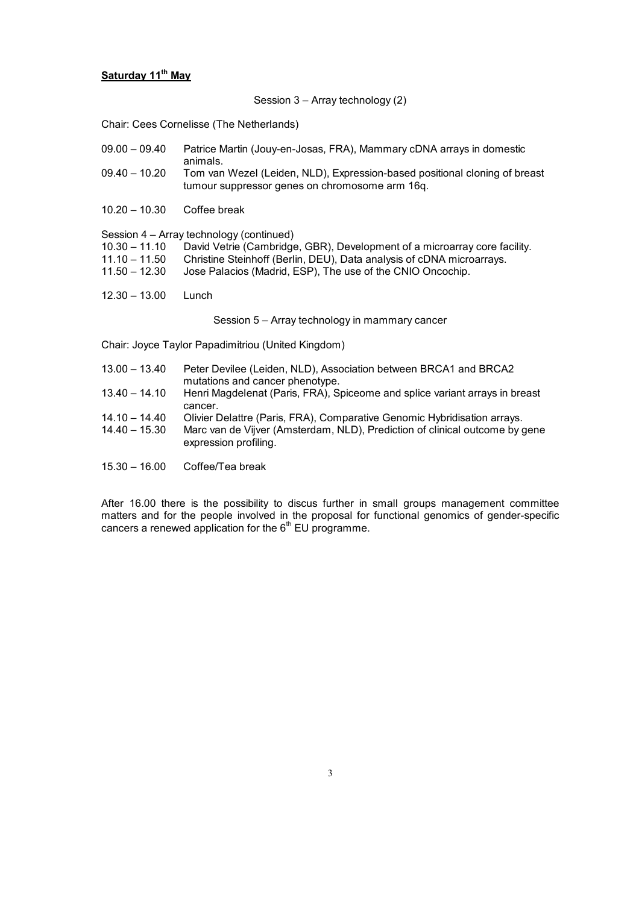**Saturday 11th May**

Session 3 – Array technology (2)

Chair: Cees Cornelisse (The Netherlands)

09.00 – 09.40 Patrice Martin (Jouy-en-Josas, FRA), Mammary cDNA arrays in domestic animals.
09.40 – 10.20 Tom van Wezel (Leiden, NLD), Expression-based positional cloning of breast tumour suppressor genes on chromosome arm 16q.

10.20 – 10.30 Coffee break

Session 4 – Array technology (continued)
10.30 – 11.10 David Vetrie (Cambridge, GBR), Development of a microarray core facility.
11.10 – 11.50 Christine Steinhoff (Berlin, DEU), Data analysis of cDNA microarrays.
11.50 – 12.30 Jose Palacios (Madrid, ESP), The use of the CNIO Oncochip.

12.30 – 13.00 Lunch

Session 5 – Array technology in mammary cancer

Chair: Joyce Taylor Papadimitriou (United Kingdom)

13.00 – 13.40 Peter Devilee (Leiden, NLD), Association between BRCA1 and BRCA2 mutations and cancer phenotype.
13.40 – 14.10 Henri Magdelenat (Paris, FRA), Spiceome and splice variant arrays in breast cancer.
14.10 – 14.40 Olivier Delattre (Paris, FRA), Comparative Genomic Hybridisation arrays.
14.40 – 15.30 Marc van de Vijver (Amsterdam, NLD), Prediction of clinical outcome by gene expression profiling.

15.30 – 16.00 Coffee/Tea break

After 16.00 there is the possibility to discus further in small groups management committee matters and for the people involved in the proposal for functional genomics of gender-specific cancers a renewed application for the 6th EU programme.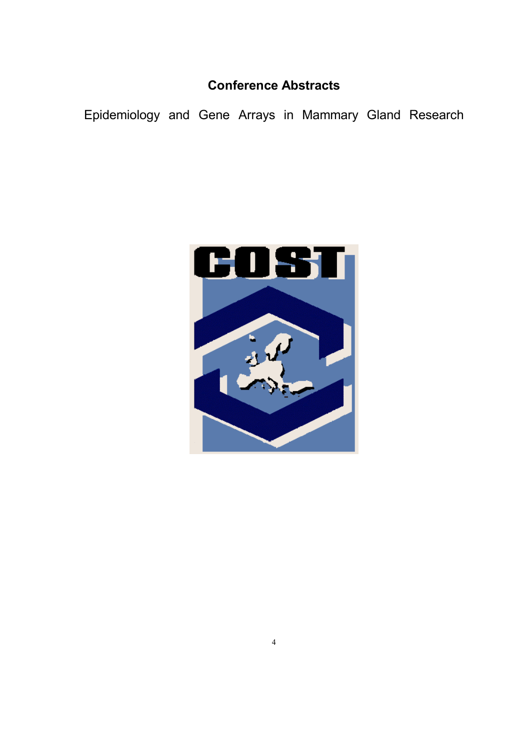# Conference Abstracts

Epidemiology and Gene Arrays in Mammary Gland Research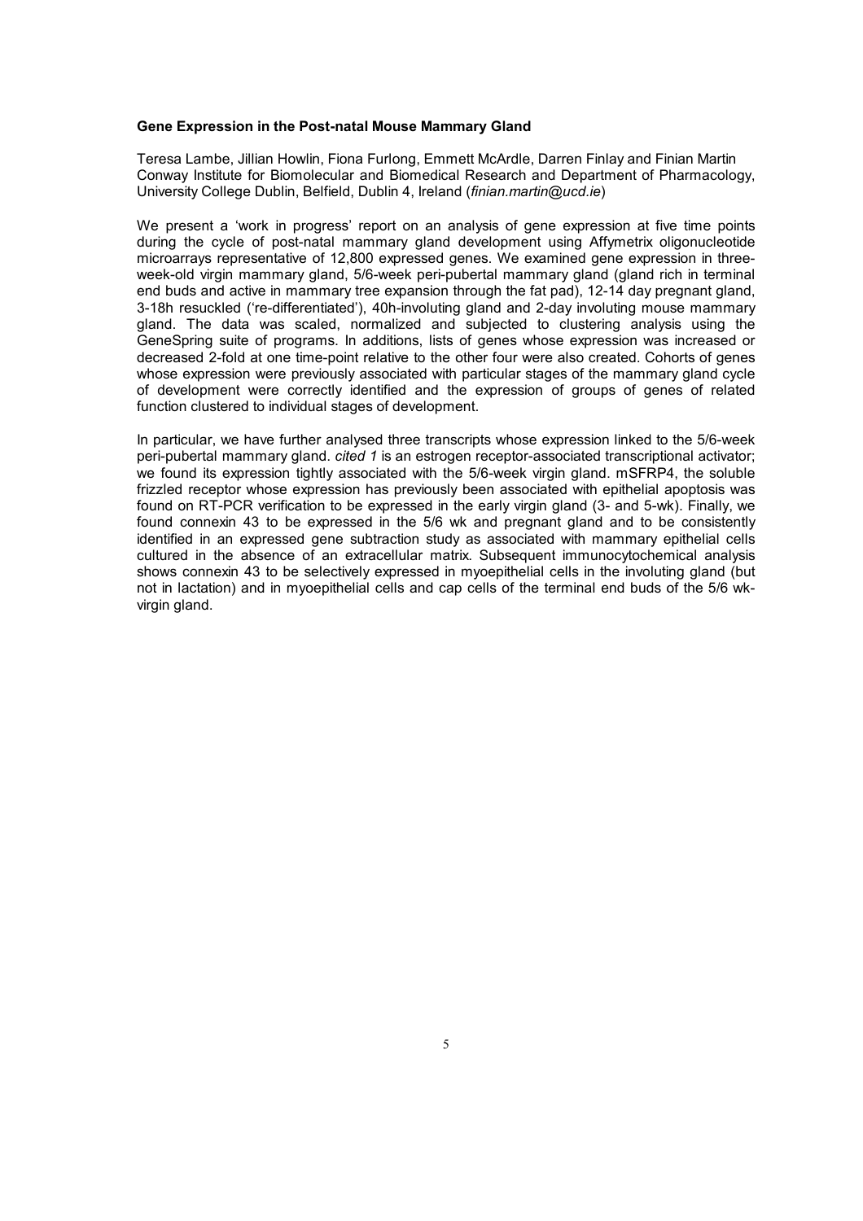**Gene Expression in the Post-natal Mouse Mammary Gland**

Teresa Lambe, Jillian Howlin, Fiona Furlong, Emmett McArdle, Darren Finlay and Finian Martin
Conway Institute for Biomolecular and Biomedical Research and Department of Pharmacology, University College Dublin, Belfield, Dublin 4, Ireland (*finian.martin@ucd.ie*)

We present a 'work in progress' report on an analysis of gene expression at five time points during the cycle of post-natal mammary gland development using Affymetrix oligonucleotide microarrays representative of 12,800 expressed genes. We examined gene expression in three-week-old virgin mammary gland, 5/6-week peri-pubertal mammary gland (gland rich in terminal end buds and active in mammary tree expansion through the fat pad), 12-14 day pregnant gland, 3-18h resuckled ('re-differentiated'), 40h-involuting gland and 2-day involuting mouse mammary gland. The data was scaled, normalized and subjected to clustering analysis using the GeneSpring suite of programs. In additions, lists of genes whose expression was increased or decreased 2-fold at one time-point relative to the other four were also created. Cohorts of genes whose expression were previously associated with particular stages of the mammary gland cycle of development were correctly identified and the expression of groups of genes of related function clustered to individual stages of development.

In particular, we have further analysed three transcripts whose expression linked to the 5/6-week peri-pubertal mammary gland. *cited 1* is an estrogen receptor-associated transcriptional activator; we found its expression tightly associated with the 5/6-week virgin gland. mSFRP4, the soluble frizzled receptor whose expression has previously been associated with epithelial apoptosis was found on RT-PCR verification to be expressed in the early virgin gland (3- and 5-wk). Finally, we found connexin 43 to be expressed in the 5/6 wk and pregnant gland and to be consistently identified in an expressed gene subtraction study as associated with mammary epithelial cells cultured in the absence of an extracellular matrix. Subsequent immunocytochemical analysis shows connexin 43 to be selectively expressed in myoepithelial cells in the involuting gland (but not in lactation) and in myoepithelial cells and cap cells of the terminal end buds of the 5/6 wk-virgin gland.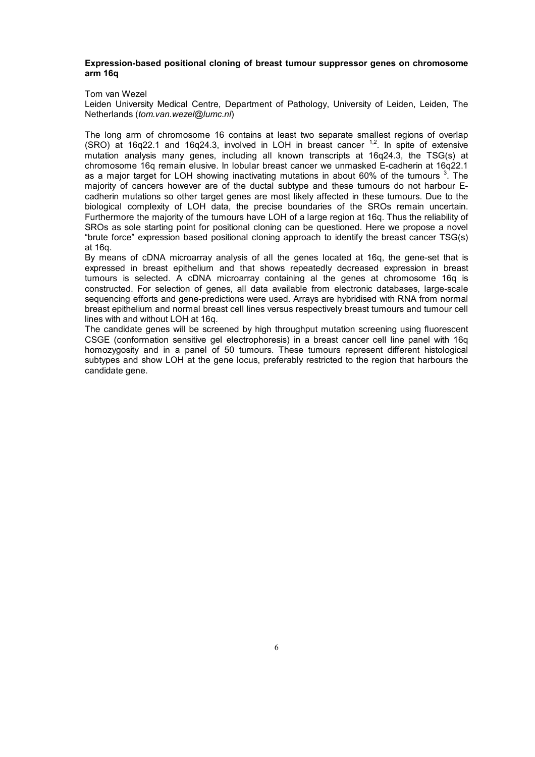**Expression-based positional cloning of breast tumour suppressor genes on chromosome arm 16q**

Tom van Wezel

Leiden University Medical Centre, Department of Pathology, University of Leiden, Leiden, The Netherlands (*tom.van.wezel@lumc.nl*)

The long arm of chromosome 16 contains at least two separate smallest regions of overlap (SRO) at 16q22.1 and 16q24.3, involved in LOH in breast cancer [1,2]. In spite of extensive mutation analysis many genes, including all known transcripts at 16q24.3, the TSG(s) at chromosome 16q remain elusive. In lobular breast cancer we unmasked E-cadherin at 16q22.1 as a major target for LOH showing inactivating mutations in about 60% of the tumours [3]. The majority of cancers however are of the ductal subtype and these tumours do not harbour E-cadherin mutations so other target genes are most likely affected in these tumours. Due to the biological complexity of LOH data, the precise boundaries of the SROs remain uncertain. Furthermore the majority of the tumours have LOH of a large region at 16q. Thus the reliability of SROs as sole starting point for positional cloning can be questioned. Here we propose a novel "brute force" expression based positional cloning approach to identify the breast cancer TSG(s) at 16q.

By means of cDNA microarray analysis of all the genes located at 16q, the gene-set that is expressed in breast epithelium and that shows repeatedly decreased expression in breast tumours is selected. A cDNA microarray containing al the genes at chromosome 16q is constructed. For selection of genes, all data available from electronic databases, large-scale sequencing efforts and gene-predictions were used. Arrays are hybridised with RNA from normal breast epithelium and normal breast cell lines versus respectively breast tumours and tumour cell lines with and without LOH at 16q.

The candidate genes will be screened by high throughput mutation screening using fluorescent CSGE (conformation sensitive gel electrophoresis) in a breast cancer cell line panel with 16q homozygosity and in a panel of 50 tumours. These tumours represent different histological subtypes and show LOH at the gene locus, preferably restricted to the region that harbours the candidate gene.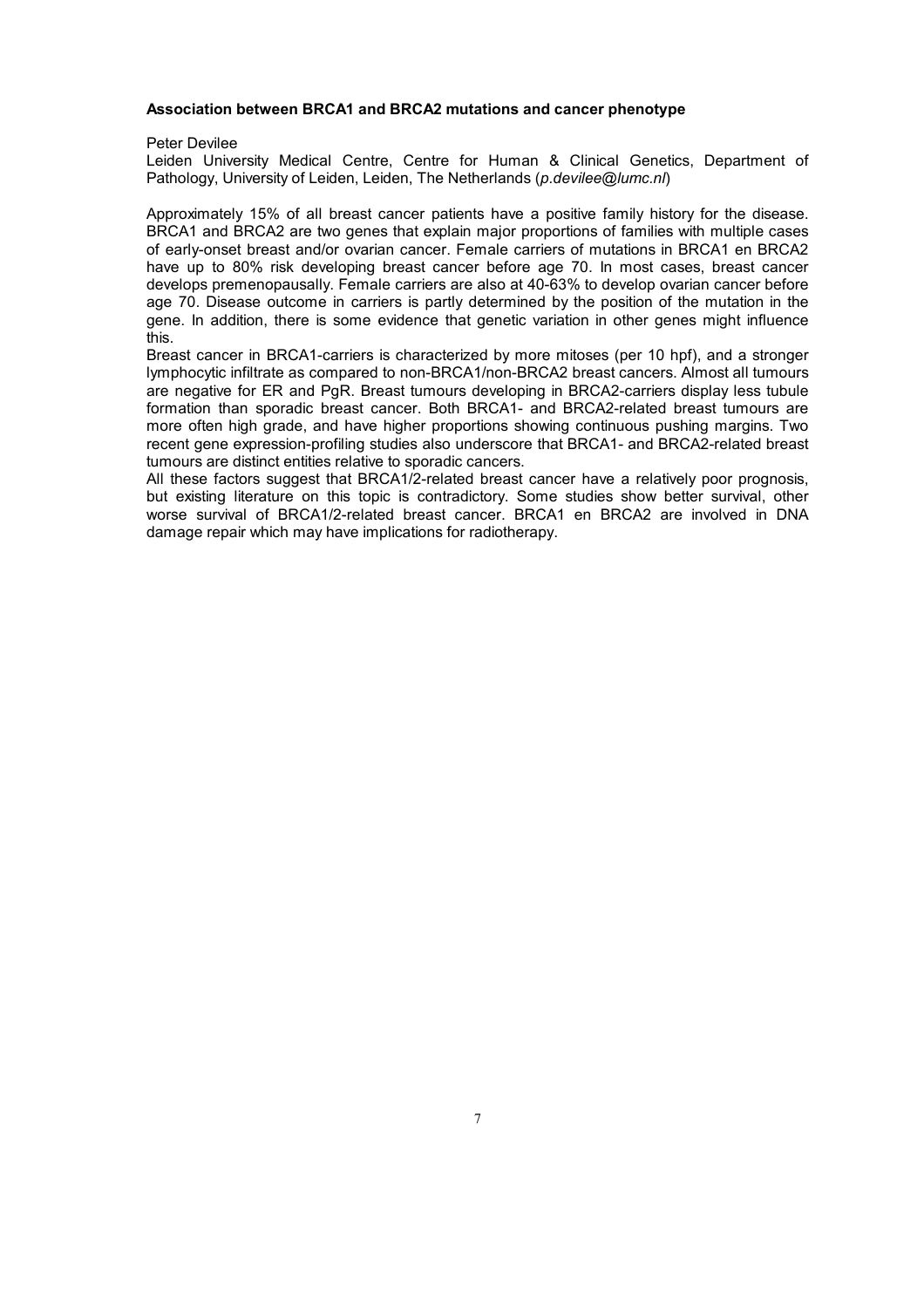**Association between BRCA1 and BRCA2 mutations and cancer phenotype**

Peter Devilee

Leiden University Medical Centre, Centre for Human & Clinical Genetics, Department of Pathology, University of Leiden, Leiden, The Netherlands (*p.devilee@lumc.nl*)

Approximately 15% of all breast cancer patients have a positive family history for the disease. BRCA1 and BRCA2 are two genes that explain major proportions of families with multiple cases of early-onset breast and/or ovarian cancer. Female carriers of mutations in BRCA1 en BRCA2 have up to 80% risk developing breast cancer before age 70. In most cases, breast cancer develops premenopausally. Female carriers are also at 40-63% to develop ovarian cancer before age 70. Disease outcome in carriers is partly determined by the position of the mutation in the gene. In addition, there is some evidence that genetic variation in other genes might influence this.

Breast cancer in BRCA1-carriers is characterized by more mitoses (per 10 hpf), and a stronger lymphocytic infiltrate as compared to non-BRCA1/non-BRCA2 breast cancers. Almost all tumours are negative for ER and PgR. Breast tumours developing in BRCA2-carriers display less tubule formation than sporadic breast cancer. Both BRCA1- and BRCA2-related breast tumours are more often high grade, and have higher proportions showing continuous pushing margins. Two recent gene expression-profiling studies also underscore that BRCA1- and BRCA2-related breast tumours are distinct entities relative to sporadic cancers.

All these factors suggest that BRCA1/2-related breast cancer have a relatively poor prognosis, but existing literature on this topic is contradictory. Some studies show better survival, other worse survival of BRCA1/2-related breast cancer. BRCA1 en BRCA2 are involved in DNA damage repair which may have implications for radiotherapy.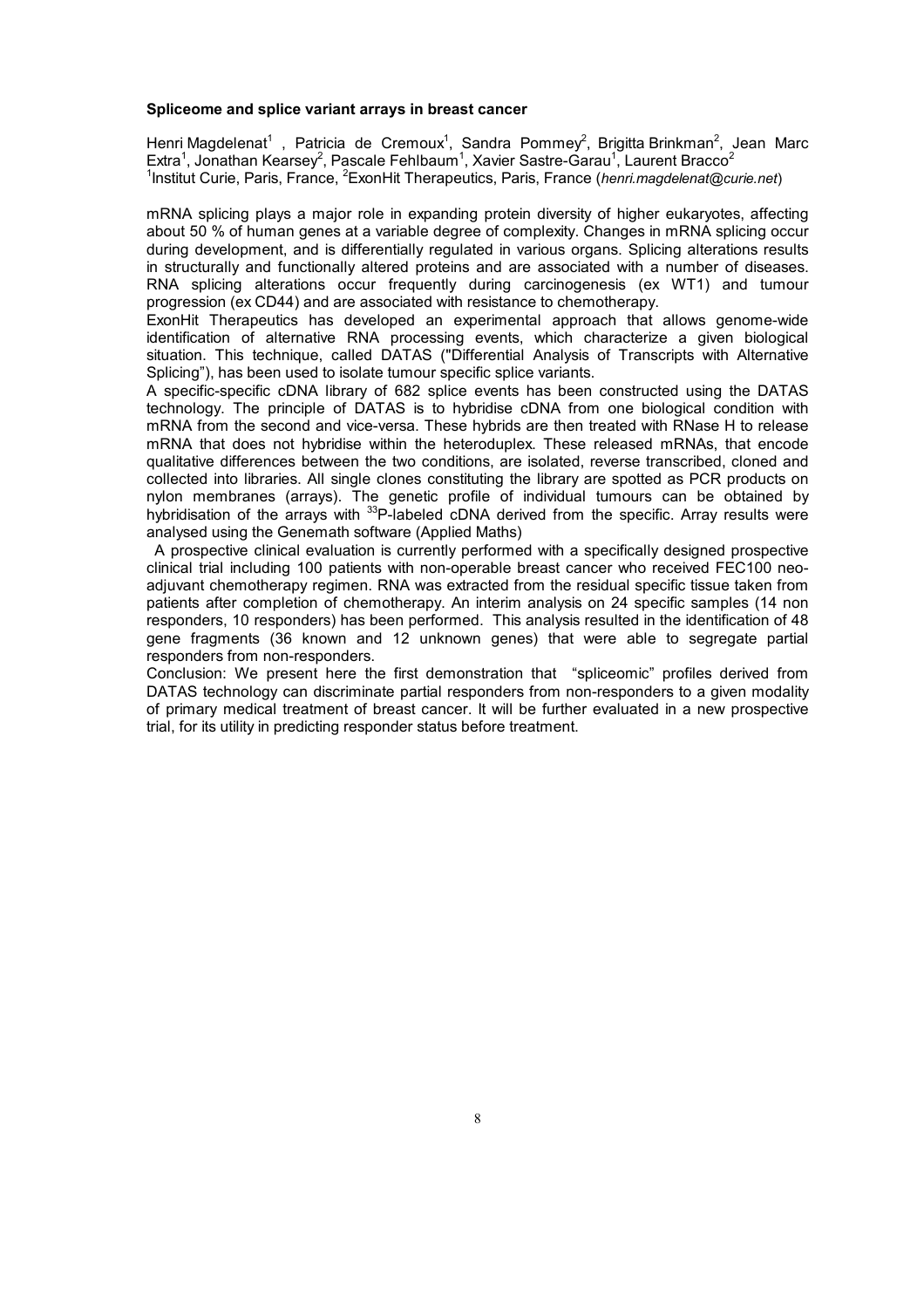**Spliceome and splice variant arrays in breast cancer**

Henri Magdelenat[1] , Patricia de Cremoux[1], Sandra Pommey[2], Brigitta Brinkman[2], Jean Marc Extra[1], Jonathan Kearsey[2], Pascale Fehlbaum[1], Xavier Sastre-Garau[1], Laurent Bracco[2]
[1]Institut Curie, Paris, France, [2]ExonHit Therapeutics, Paris, France (*henri.magdelenat@curie.net*)

mRNA splicing plays a major role in expanding protein diversity of higher eukaryotes, affecting about 50 % of human genes at a variable degree of complexity. Changes in mRNA splicing occur during development, and is differentially regulated in various organs. Splicing alterations results in structurally and functionally altered proteins and are associated with a number of diseases. RNA splicing alterations occur frequently during carcinogenesis (ex WT1) and tumour progression (ex CD44) and are associated with resistance to chemotherapy.
ExonHit Therapeutics has developed an experimental approach that allows genome-wide identification of alternative RNA processing events, which characterize a given biological situation. This technique, called DATAS ("Differential Analysis of Transcripts with Alternative Splicing"), has been used to isolate tumour specific splice variants.
A specific-specific cDNA library of 682 splice events has been constructed using the DATAS technology. The principle of DATAS is to hybridise cDNA from one biological condition with mRNA from the second and vice-versa. These hybrids are then treated with RNase H to release mRNA that does not hybridise within the heteroduplex. These released mRNAs, that encode qualitative differences between the two conditions, are isolated, reverse transcribed, cloned and collected into libraries. All single clones constituting the library are spotted as PCR products on nylon membranes (arrays). The genetic profile of individual tumours can be obtained by hybridisation of the arrays with $^{33}$P-labeled cDNA derived from the specific. Array results were analysed using the Genemath software (Applied Maths)
A prospective clinical evaluation is currently performed with a specifically designed prospective clinical trial including 100 patients with non-operable breast cancer who received FEC100 neo-adjuvant chemotherapy regimen. RNA was extracted from the residual specific tissue taken from patients after completion of chemotherapy. An interim analysis on 24 specific samples (14 non responders, 10 responders) has been performed. This analysis resulted in the identification of 48 gene fragments (36 known and 12 unknown genes) that were able to segregate partial responders from non-responders.
Conclusion: We present here the first demonstration that "spliceomic" profiles derived from DATAS technology can discriminate partial responders from non-responders to a given modality of primary medical treatment of breast cancer. It will be further evaluated in a new prospective trial, for its utility in predicting responder status before treatment.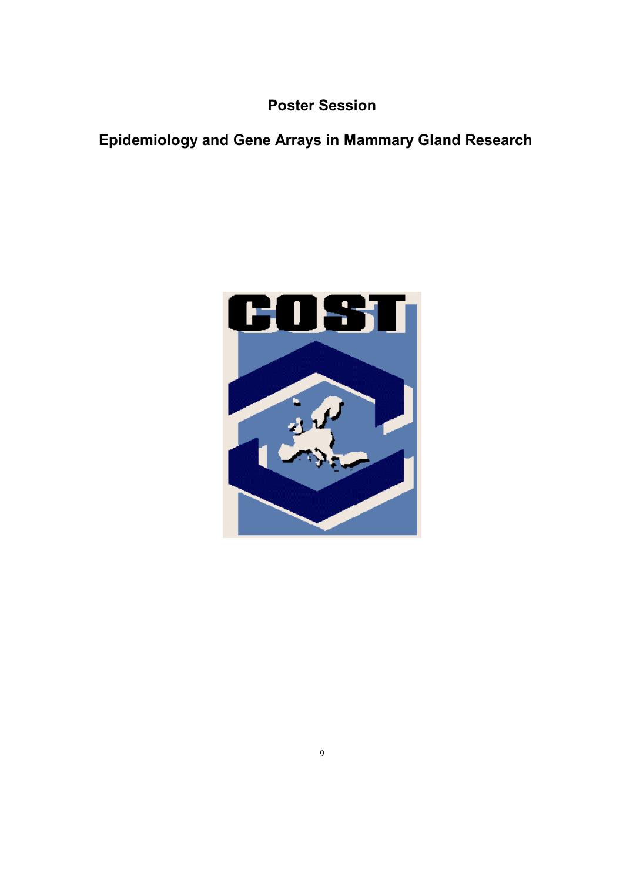# Poster Session

## Epidemiology and Gene Arrays in Mammary Gland Research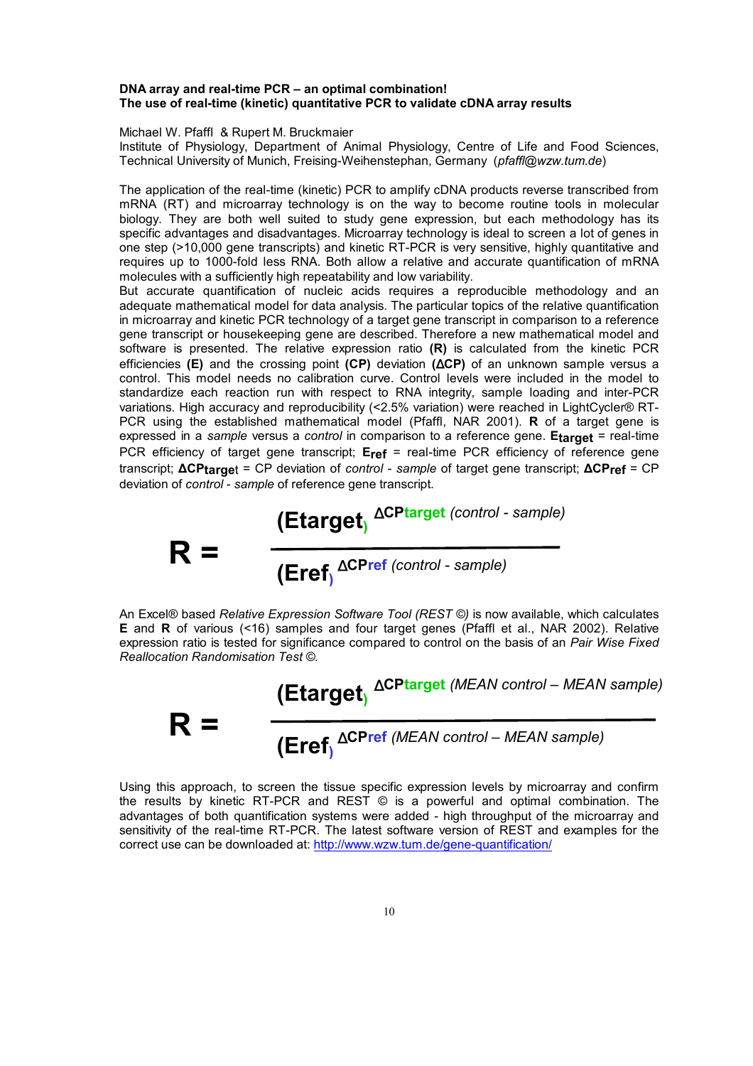**DNA array and real-time PCR – an optimal combination!**
**The use of real-time (kinetic) quantitative PCR to validate cDNA array results**

Michael W. Pfaffl & Rupert M. Bruckmaier
Institute of Physiology, Department of Animal Physiology, Centre of Life and Food Sciences, Technical University of Munich, Freising-Weihenstephan, Germany (*pfaffl@wzw.tum.de*)

The application of the real-time (kinetic) PCR to amplify cDNA products reverse transcribed from mRNA (RT) and microarray technology is on the way to become routine tools in molecular biology. They are both well suited to study gene expression, but each methodology has its specific advantages and disadvantages. Microarray technology is ideal to screen a lot of genes in one step (>10,000 gene transcripts) and kinetic RT-PCR is very sensitive, highly quantitative and requires up to 1000-fold less RNA. Both allow a relative and accurate quantification of mRNA molecules with a sufficiently high repeatability and low variability.
But accurate quantification of nucleic acids requires a reproducible methodology and an adequate mathematical model for data analysis. The particular topics of the relative quantification in microarray and kinetic PCR technology of a target gene transcript in comparison to a reference gene transcript or housekeeping gene are described. Therefore a new mathematical model and software is presented. The relative expression ratio **(R)** is calculated from the kinetic PCR efficiencies **(E)** and the crossing point **(CP)** deviation **(ΔCP)** of an unknown sample versus a control. This model needs no calibration curve. Control levels were included in the model to standardize each reaction run with respect to RNA integrity, sample loading and inter-PCR variations. High accuracy and reproducibility (<2.5% variation) were reached in LightCycler® RT-PCR using the established mathematical model (Pfaffl, NAR 2001). **R** of a target gene is expressed in a *sample* versus a *control* in comparison to a reference gene. $\mathbf{E_{target}}$ = real-time PCR efficiency of target gene transcript; $\mathbf{E_{ref}}$ = real-time PCR efficiency of reference gene transcript; $\mathbf{\Delta CP_{target}}$ = CP deviation of *control* - *sample* of target gene transcript; $\mathbf{\Delta CP_{ref}}$ = CP deviation of *control* - *sample* of reference gene transcript.

$$R = \frac{(E_{target})^{\Delta CP_{target}\,(control - sample)}}{(E_{ref})^{\Delta CP_{ref}\,(control - sample)}}$$

An Excel® based *Relative Expression Software Tool (REST ©)* is now available, which calculates **E** and **R** of various (<16) samples and four target genes (Pfaffl et al., NAR 2002). Relative expression ratio is tested for significance compared to control on the basis of an *Pair Wise Fixed Reallocation Randomisation Test ©.*

$$R = \frac{(E_{target})^{\Delta CP_{target}\,(MEAN\ control - MEAN\ sample)}}{(E_{ref})^{\Delta CP_{ref}\,(MEAN\ control - MEAN\ sample)}}$$

Using this approach, to screen the tissue specific expression levels by microarray and confirm the results by kinetic RT-PCR and REST © is a powerful and optimal combination. The advantages of both quantification systems were added - high throughput of the microarray and sensitivity of the real-time RT-PCR. The latest software version of REST and examples for the correct use can be downloaded at: http://www.wzw.tum.de/gene-quantification/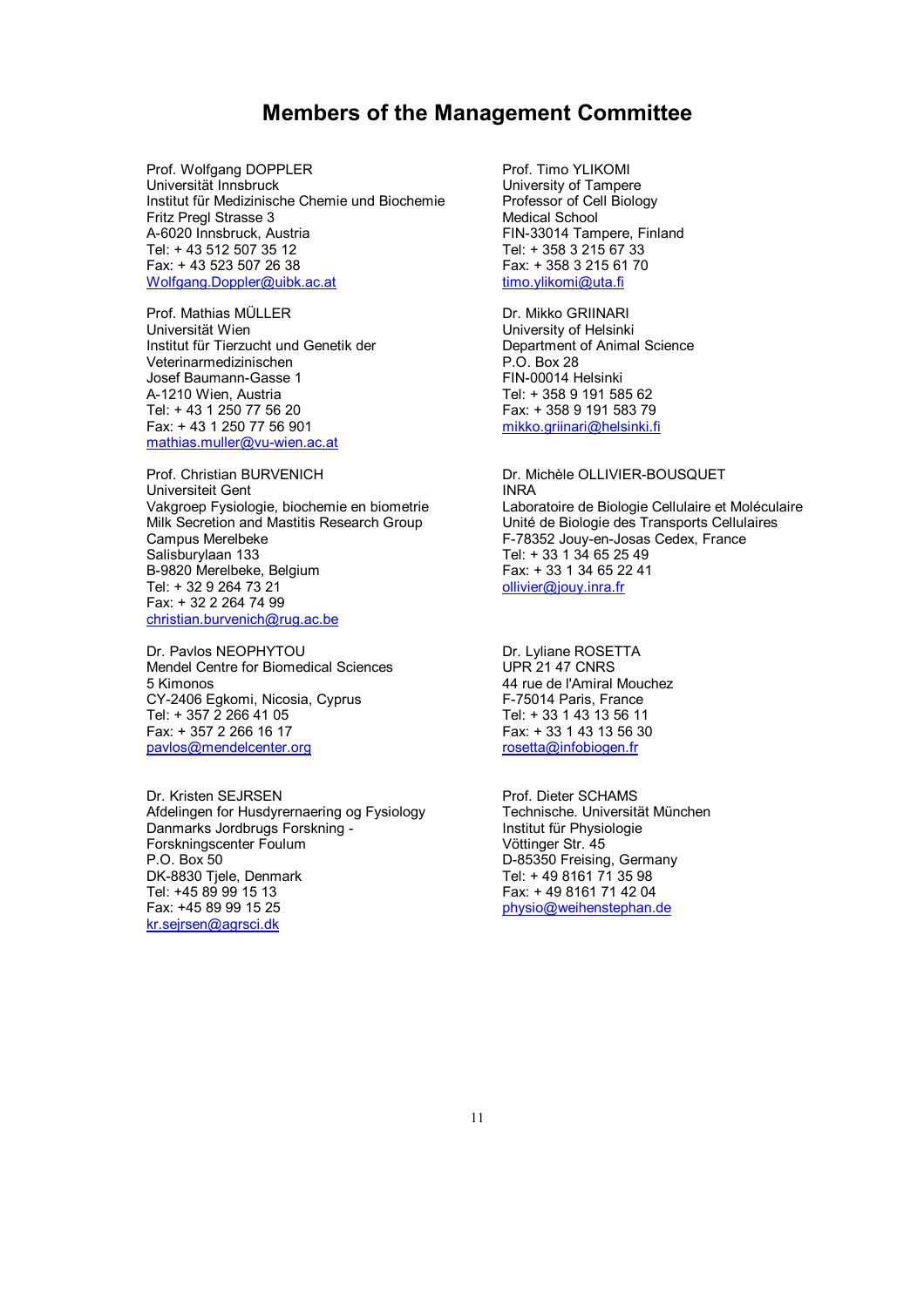# Members of the Management Committee

Prof. Wolfgang DOPPLER
Universität Innsbruck
Institut für Medizinische Chemie und Biochemie
Fritz Pregl Strasse 3
A-6020 Innsbruck, Austria
Tel: + 43 512 507 35 12
Fax: + 43 523 507 26 38
Wolfgang.Doppler@uibk.ac.at

Prof. Mathias MÜLLER
Universität Wien
Institut für Tierzucht und Genetik der Veterinarmedizinischen
Josef Baumann-Gasse 1
A-1210 Wien, Austria
Tel: + 43 1 250 77 56 20
Fax: + 43 1 250 77 56 901
mathias.muller@vu-wien.ac.at

Prof. Christian BURVENICH
Universiteit Gent
Vakgroep Fysiologie, biochemie en biometrie
Milk Secretion and Mastitis Research Group
Campus Merelbeke
Salisburylaan 133
B-9820 Merelbeke, Belgium
Tel: + 32 9 264 73 21
Fax: + 32 2 264 74 99
christian.burvenich@rug.ac.be

Dr. Pavlos NEOPHYTOU
Mendel Centre for Biomedical Sciences
5 Kimonos
CY-2406 Egkomi, Nicosia, Cyprus
Tel: + 357 2 266 41 05
Fax: + 357 2 266 16 17
pavlos@mendelcenter.org

Dr. Kristen SEJRSEN
Afdelingen for Husdyrernaering og Fysiology
Danmarks Jordbrugs Forskning - Forskningscenter Foulum
P.O. Box 50
DK-8830 Tjele, Denmark
Tel: +45 89 99 15 13
Fax: +45 89 99 15 25
kr.sejrsen@agrsci.dk

Prof. Timo YLIKOMI
University of Tampere
Professor of Cell Biology
Medical School
FIN-33014 Tampere, Finland
Tel: + 358 3 215 67 33
Fax: + 358 3 215 61 70
timo.ylikomi@uta.fi

Dr. Mikko GRIINARI
University of Helsinki
Department of Animal Science
P.O. Box 28
FIN-00014 Helsinki
Tel: + 358 9 191 585 62
Fax: + 358 9 191 583 79
mikko.griinari@helsinki.fi

Dr. Michèle OLLIVIER-BOUSQUET
INRA
Laboratoire de Biologie Cellulaire et Moléculaire
Unité de Biologie des Transports Cellulaires
F-78352 Jouy-en-Josas Cedex, France
Tel: + 33 1 34 65 25 49
Fax: + 33 1 34 65 22 41
ollivier@jouy.inra.fr

Dr. Lyliane ROSETTA
UPR 21 47 CNRS
44 rue de l'Amiral Mouchez
F-75014 Paris, France
Tel: + 33 1 43 13 56 11
Fax: + 33 1 43 13 56 30
rosetta@infobiogen.fr

Prof. Dieter SCHAMS
Technische. Universität München
Institut für Physiologie
Vöttinger Str. 45
D-85350 Freising, Germany
Tel: + 49 8161 71 35 98
Fax: + 49 8161 71 42 04
physio@weihenstephan.de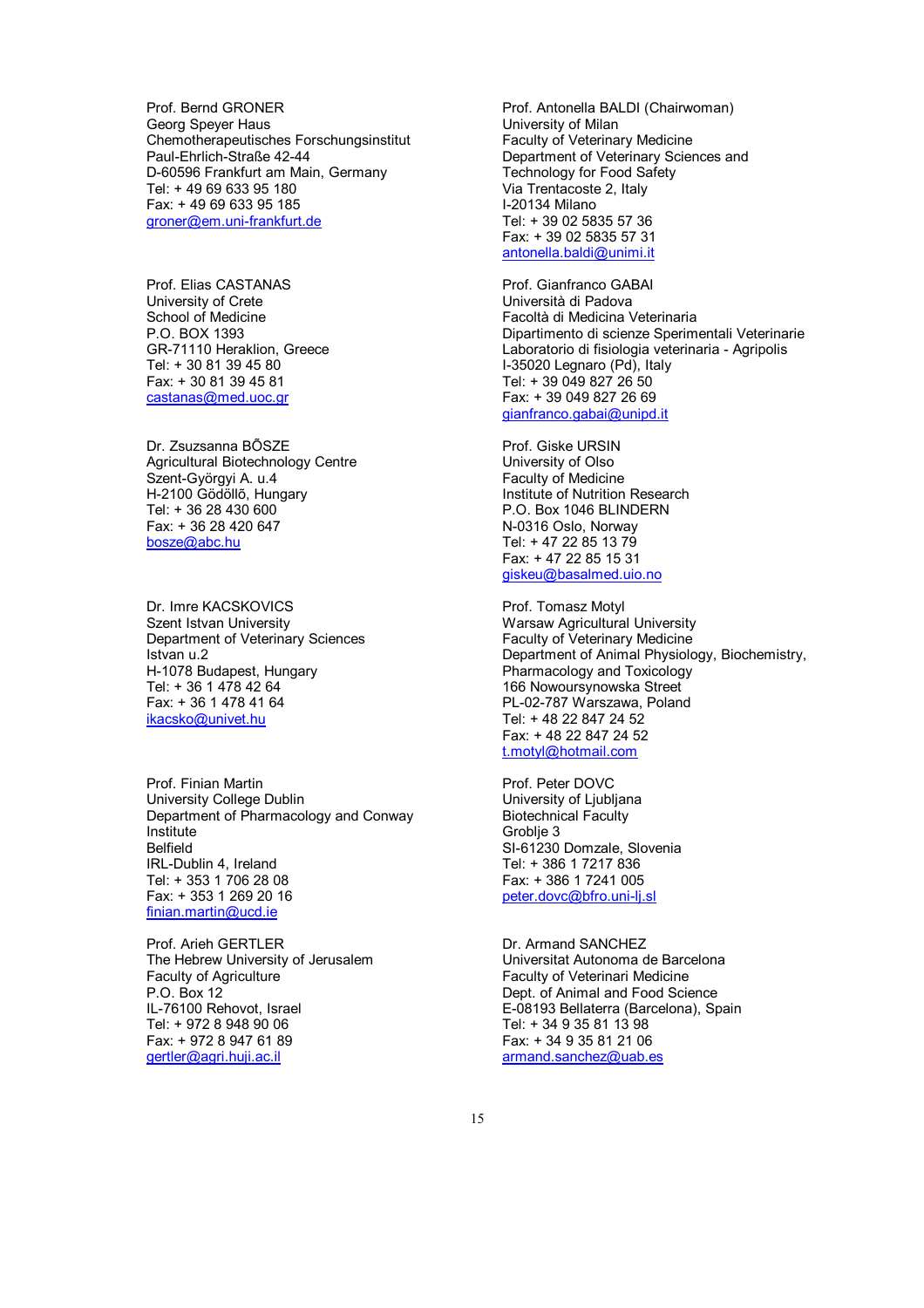Prof. Bernd GRONER
Georg Speyer Haus
Chemotherapeutisches Forschungsinstitut
Paul-Ehrlich-Straße 42-44
D-60596 Frankfurt am Main, Germany
Tel: + 49 69 633 95 180
Fax: + 49 69 633 95 185
groner@em.uni-frankfurt.de

Prof. Elias CASTANAS
University of Crete
School of Medicine
P.O. BOX 1393
GR-71110 Heraklion, Greece
Tel: + 30 81 39 45 80
Fax: + 30 81 39 45 81
castanas@med.uoc.gr

Dr. Zsuszanna BŐSZE
Agricultural Biotechnology Centre
Szent-Györgyi A. u.4
H-2100 Gödöllő, Hungary
Tel: + 36 28 430 600
Fax: + 36 28 420 647
bosze@abc.hu

Dr. Imre KACSKOVICS
Szent Istvan University
Department of Veterinary Sciences
Istvan u.2
H-1078 Budapest, Hungary
Tel: + 36 1 478 42 64
Fax: + 36 1 478 41 64
ikacsko@univet.hu

Prof. Finian Martin
University College Dublin
Department of Pharmacology and Conway Institute
Belfield
IRL-Dublin 4, Ireland
Tel: + 353 1 706 28 08
Fax: + 353 1 269 20 16
finian.martin@ucd.ie

Prof. Arieh GERTLER
The Hebrew University of Jerusalem
Faculty of Agriculture
P.O. Box 12
IL-76100 Rehovot, Israel
Tel: + 972 8 948 90 06
Fax: + 972 8 947 61 89
gertler@agri.huji.ac.il

Prof. Antonella BALDI (Chairwoman)
University of Milan
Faculty of Veterinary Medicine
Department of Veterinary Sciences and Technology for Food Safety
Via Trentacoste 2, Italy
I-20134 Milano
Tel: + 39 02 5835 57 36
Fax: + 39 02 5835 57 31
antonella.baldi@unimi.it

Prof. Gianfranco GABAI
Università di Padova
Facoltà di Medicina Veterinaria
Dipartimento di scienze Sperimentali Veterinarie
Laboratorio di fisiologia veterinaria - Agripolis
I-35020 Legnaro (Pd), Italy
Tel: + 39 049 827 26 50
Fax: + 39 049 827 26 69
gianfranco.gabai@unipd.it

Prof. Giske URSIN
University of Olso
Faculty of Medicine
Institute of Nutrition Research
P.O. Box 1046 BLINDERN
N-0316 Oslo, Norway
Tel: + 47 22 85 13 79
Fax: + 47 22 85 15 31
giskeu@basalmed.uio.no

Prof. Tomasz Motyl
Warsaw Agricultural University
Faculty of Veterinary Medicine
Department of Animal Physiology, Biochemistry, Pharmacology and Toxicology
166 Nowoursynowska Street
PL-02-787 Warszawa, Poland
Tel: + 48 22 847 24 52
Fax: + 48 22 847 24 52
t.motyl@hotmail.com

Prof. Peter DOVC
University of Ljubljana
Biotechnical Faculty
Groblje 3
SI-61230 Domzale, Slovenia
Tel: + 386 1 7217 836
Fax: + 386 1 7241 005
peter.dovc@bfro.uni-lj.sl

Dr. Armand SANCHEZ
Universitat Autonoma de Barcelona
Faculty of Veterinari Medicine
Dept. of Animal and Food Science
E-08193 Bellaterra (Barcelona), Spain
Tel: + 34 9 35 81 13 98
Fax: + 34 9 35 81 21 06
armand.sanchez@uab.es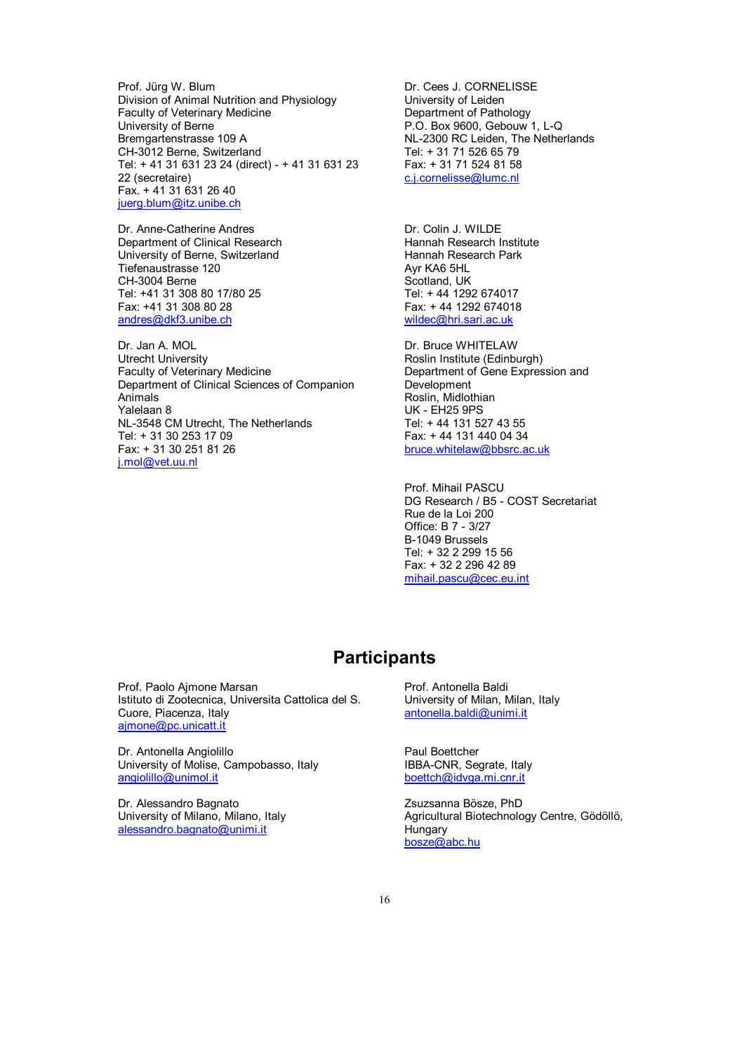Prof. Jürg W. Blum
Division of Animal Nutrition and Physiology
Faculty of Veterinary Medicine
University of Berne
Bremgartenstrasse 109 A
CH-3012 Berne, Switzerland
Tel: + 41 31 631 23 24 (direct) - + 41 31 631 23 22 (secretaire)
Fax. + 41 31 631 26 40
juerg.blum@itz.unibe.ch

Dr. Anne-Catherine Andres
Department of Clinical Research
University of Berne, Switzerland
Tiefenaustrasse 120
CH-3004 Berne
Tel: +41 31 308 80 17/80 25
Fax: +41 31 308 80 28
andres@dkf3.unibe.ch

Dr. Jan A. MOL
Utrecht University
Faculty of Veterinary Medicine
Department of Clinical Sciences of Companion Animals
Yelelaan 8
NL-3548 CM Utrecht, The Netherlands
Tel: + 31 30 253 17 09
Fax: + 31 30 251 81 26
j.mol@vet.uu.nl

Dr. Cees J. CORNELISSE
University of Leiden
Department of Pathology
P.O. Box 9600, Gebouw 1, L-Q
NL-2300 RC Leiden, The Netherlands
Tel: + 31 71 526 65 79
Fax: + 31 71 524 81 58
c.j.cornelisse@lumc.nl

Dr. Colin J. WILDE
Hannah Research Institute
Hannah Research Park
Ayr KA6 5HL
Scotland, UK
Tel: + 44 1292 674017
Fax: + 44 1292 674018
wildec@hri.sari.ac.uk

Dr. Bruce WHITELAW
Roslin Institute (Edinburgh)
Department of Gene Expression and Development
Roslin, Midlothian
UK - EH25 9PS
Tel: + 44 131 527 43 55
Fax: + 44 131 440 04 34
bruce.whitelaw@bbsrc.ac.uk

Prof. Mihail PASCU
DG Research / B5 - COST Secretariat
Rue de la Loi 200
Office: B 7 - 3/27
B-1049 Brussels
Tel: + 32 2 299 15 56
Fax: + 32 2 296 42 89
mihail.pascu@cec.eu.int

## Participants

Prof. Paolo Ajmone Marsan
Istituto di Zootecnica, Universita Cattolica del S. Cuore, Piacenza, Italy
ajmone@pc.unicatt.it

Dr. Antonella Angiolillo
University of Molise, Campobasso, Italy
angiolillo@unimol.it

Dr. Alessandro Bagnato
University of Milano, Milano, Italy
alessandro.bagnato@unimi.it

Prof. Antonella Baldi
University of Milan, Milan, Italy
antonella.baldi@unimi.it

Paul Boettcher
IBBA-CNR, Segrate, Italy
boettch@idvga.mi.cnr.it

Zsuzsanna Bösze, PhD
Agricultural Biotechnology Centre, Gödöllö, Hungary
bosze@abc.hu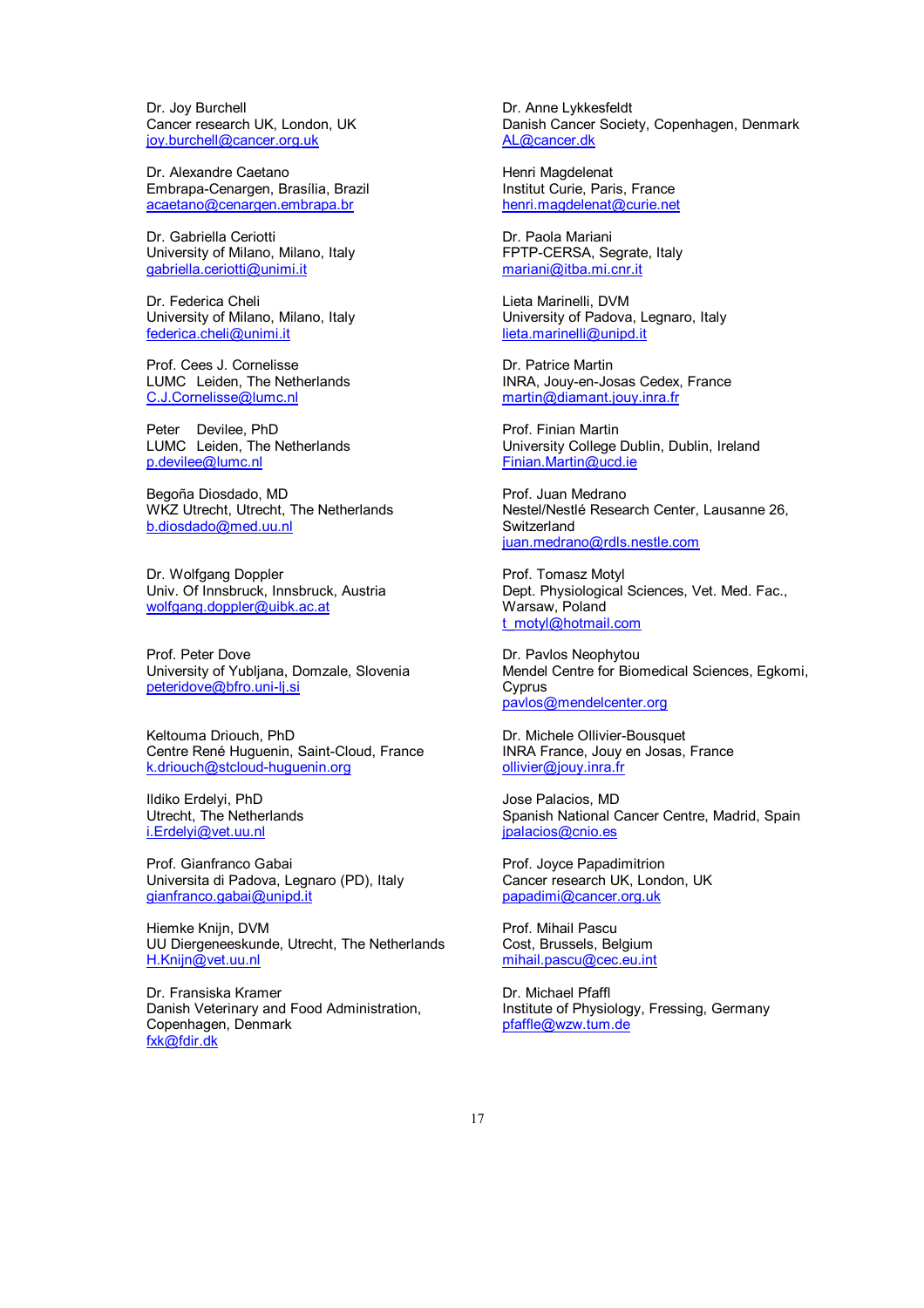Dr. Joy Burchell
Cancer research UK, London, UK
joy.burchell@cancer.org.uk

Dr. Alexandre Caetano
Embrapa-Cenargen, Brasília, Brazil
acaetano@cenargen.embrapa.br

Dr. Gabriella Ceriotti
University of Milano, Milano, Italy
gabriella.ceriotti@unimi.it

Dr. Federica Cheli
University of Milano, Milano, Italy
federica.cheli@unimi.it

Prof. Cees J. Cornelisse
LUMC Leiden, The Netherlands
C.J.Cornelisse@lumc.nl

Peter Devilee, PhD
LUMC Leiden, The Netherlands
p.devilee@lumc.nl

Begoña Diosdado, MD
WKZ Utrecht, Utrecht, The Netherlands
b.diosdado@med.uu.nl

Dr. Wolfgang Doppler
Univ. Of Innsbruck, Innsbruck, Austria
wolfgang.doppler@uibk.ac.at

Prof. Peter Dove
University of Yubljana, Domzale, Slovenia
peteridove@bfro.uni-lj.si

Keltouma Driouch, PhD
Centre René Huguenin, Saint-Cloud, France
k.driouch@stcloud-huguenin.org

Ildiko Erdelyi, PhD
Utrecht, The Netherlands
i.Erdelyi@vet.uu.nl

Prof. Gianfranco Gabai
Universita di Padova, Legnaro (PD), Italy
gianfranco.gabai@unipd.it

Hiemke Knijn, DVM
UU Diergeneeskunde, Utrecht, The Netherlands
H.Knijn@vet.uu.nl

Dr. Fransiska Kramer
Danish Veterinary and Food Administration, Copenhagen, Denmark
fxk@fdir.dk

Dr. Anne Lykkesfeldt
Danish Cancer Society, Copenhagen, Denmark
AL@cancer.dk

Henri Magdelenat
Institut Curie, Paris, France
henri.magdelenat@curie.net

Dr. Paola Mariani
FPTP-CERSA, Segrate, Italy
mariani@itba.mi.cnr.it

Lieta Marinelli, DVM
University of Padova, Legnaro, Italy
lieta.marinelli@unipd.it

Dr. Patrice Martin
INRA, Jouy-en-Josas Cedex, France
martin@diamant.jouy.inra.fr

Prof. Finian Martin
University College Dublin, Dublin, Ireland
Finian.Martin@ucd.ie

Prof. Juan Medrano
Nestel/Nestlé Research Center, Lausanne 26, Switzerland
juan.medrano@rdls.nestle.com

Prof. Tomasz Motyl
Dept. Physiological Sciences, Vet. Med. Fac., Warsaw, Poland
t_motyl@hotmail.com

Dr. Pavlos Neophytou
Mendel Centre for Biomedical Sciences, Egkomi, Cyprus
pavlos@mendelcenter.org

Dr. Michele Ollivier-Bousquet
INRA France, Jouy en Josas, France
ollivier@jouy.inra.fr

Jose Palacios, MD
Spanish National Cancer Centre, Madrid, Spain
jpalacios@cnio.es

Prof. Joyce Papadimitrion
Cancer research UK, London, UK
papadimi@cancer.org.uk

Prof. Mihail Pascu
Cost, Brussels, Belgium
mihail.pascu@cec.eu.int

Dr. Michael Pfaffl
Institute of Physiology, Fressing, Germany
pfaffle@wzw.tum.de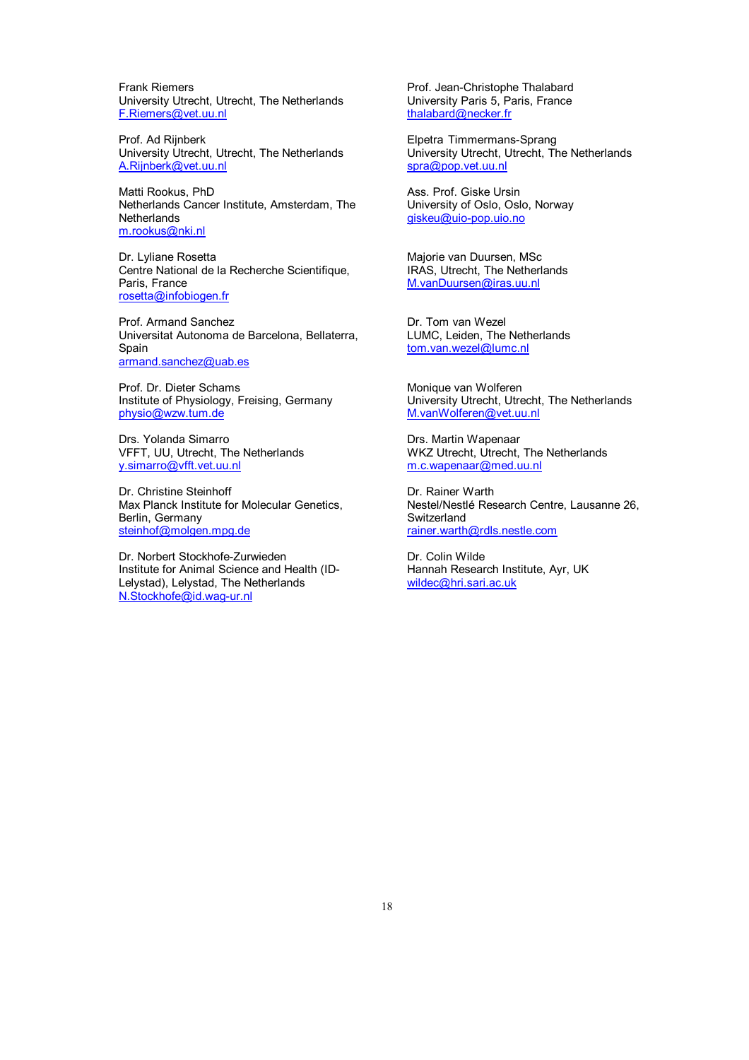Frank Riemers
University Utrecht, Utrecht, The Netherlands
F.Riemers@vet.uu.nl

Prof. Ad Rijnberk
University Utrecht, Utrecht, The Netherlands
A.Rijnberk@vet.uu.nl

Matti Rookus, PhD
Netherlands Cancer Institute, Amsterdam, The Netherlands
m.rookus@nki.nl

Dr. Lyliane Rosetta
Centre National de la Recherche Scientifique, Paris, France
rosetta@infobiogen.fr

Prof. Armand Sanchez
Universitat Autonoma de Barcelona, Bellaterra, Spain
armand.sanchez@uab.es

Prof. Dr. Dieter Schams
Institute of Physiology, Freising, Germany
physio@wzw.tum.de

Drs. Yolanda Simarro
VFFT, UU, Utrecht, The Netherlands
y.simarro@vfft.vet.uu.nl

Dr. Christine Steinhoff
Max Planck Institute for Molecular Genetics, Berlin, Germany
steinhof@molgen.mpg.de

Dr. Norbert Stockhofe-Zurwieden
Institute for Animal Science and Health (ID-Lelystad), Lelystad, The Netherlands
N.Stockhofe@id.wag-ur.nl

Prof. Jean-Christophe Thalabard
University Paris 5, Paris, France
thalabard@necker.fr

Elpetra Timmermans-Sprang
University Utrecht, Utrecht, The Netherlands
spra@pop.vet.uu.nl

Ass. Prof. Giske Ursin
University of Oslo, Oslo, Norway
giskeu@uio-pop.uio.no

Majorie van Duursen, MSc
IRAS, Utrecht, The Netherlands
M.vanDuursen@iras.uu.nl

Dr. Tom van Wezel
LUMC, Leiden, The Netherlands
tom.van.wezel@lumc.nl

Monique van Wolferen
University Utrecht, Utrecht, The Netherlands
M.vanWolferen@vet.uu.nl

Drs. Martin Wapenaar
WKZ Utrecht, Utrecht, The Netherlands
m.c.wapenaar@med.uu.nl

Dr. Rainer Warth
Nestel/Nestlé Research Centre, Lausanne 26, Switzerland
rainer.warth@rdls.nestle.com

Dr. Colin Wilde
Hannah Research Institute, Ayr, UK
wildec@hri.sari.ac.uk